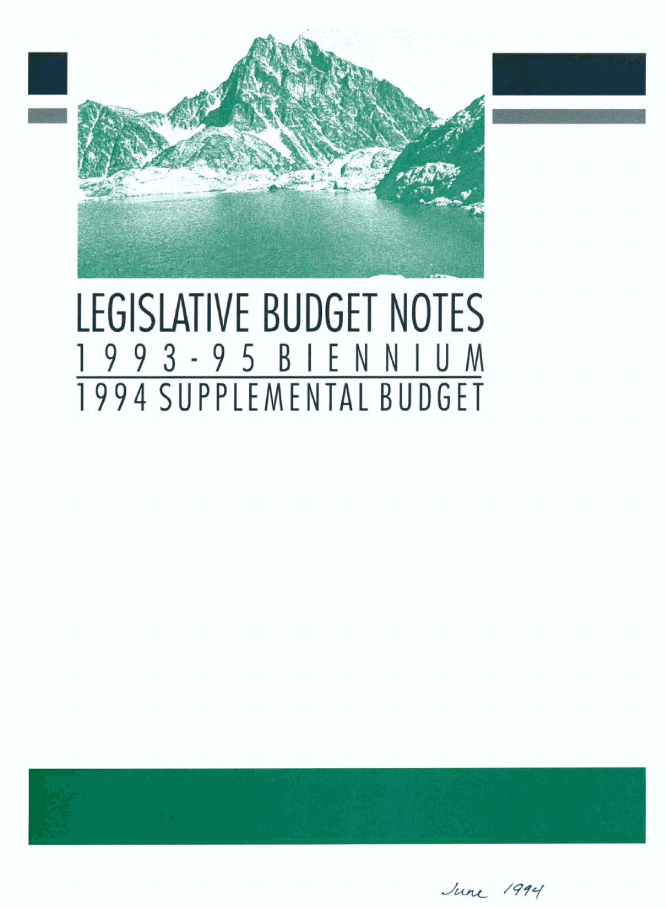# LEGISLATIVE BUDGET NOTES

## 1993-95 BIENNIUM

## 1994 SUPPLEMENTAL BUDGET

June 1994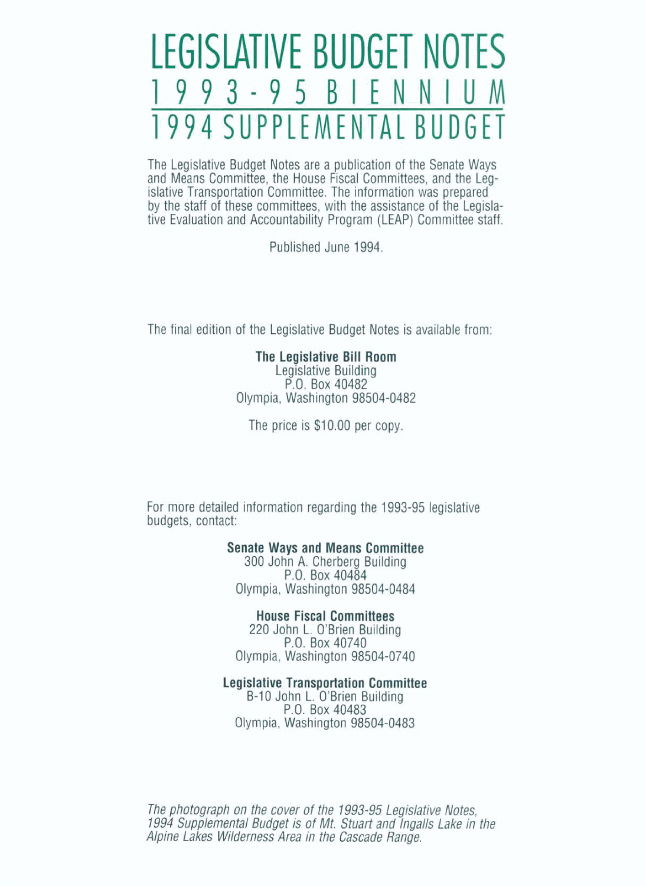# LEGISLATIVE BUDGET NOTES

## 1993-95 BIENNIUM

## 1994 SUPPLEMENTAL BUDGET

The Legislative Budget Notes are a publication of the Senate Ways and Means Committee, the House Fiscal Committees, and the Legislative Transportation Committee. The information was prepared by the staff of these committees, with the assistance of the Legislative Evaluation and Accountability Program (LEAP) Committee staff.

Published June 1994.

The final edition of the Legislative Budget Notes is available from:

**The Legislative Bill Room**
Legislative Building
P.O. Box 40482
Olympia, Washington 98504-0482

The price is $10.00 per copy.

For more detailed information regarding the 1993-95 legislative budgets, contact:

**Senate Ways and Means Committee**
300 John A. Cherberg Building
P.O. Box 40484
Olympia, Washington 98504-0484

**House Fiscal Committees**
220 John L. O'Brien Building
P.O. Box 40740
Olympia, Washington 98504-0740

**Legislative Transportation Committee**
B-10 John L. O'Brien Building
P.O. Box 40483
Olympia, Washington 98504-0483

*The photograph on the cover of the 1993-95 Legislative Notes, 1994 Supplemental Budget is of Mt. Stuart and Ingalls Lake in the Alpine Lakes Wilderness Area in the Cascade Range.*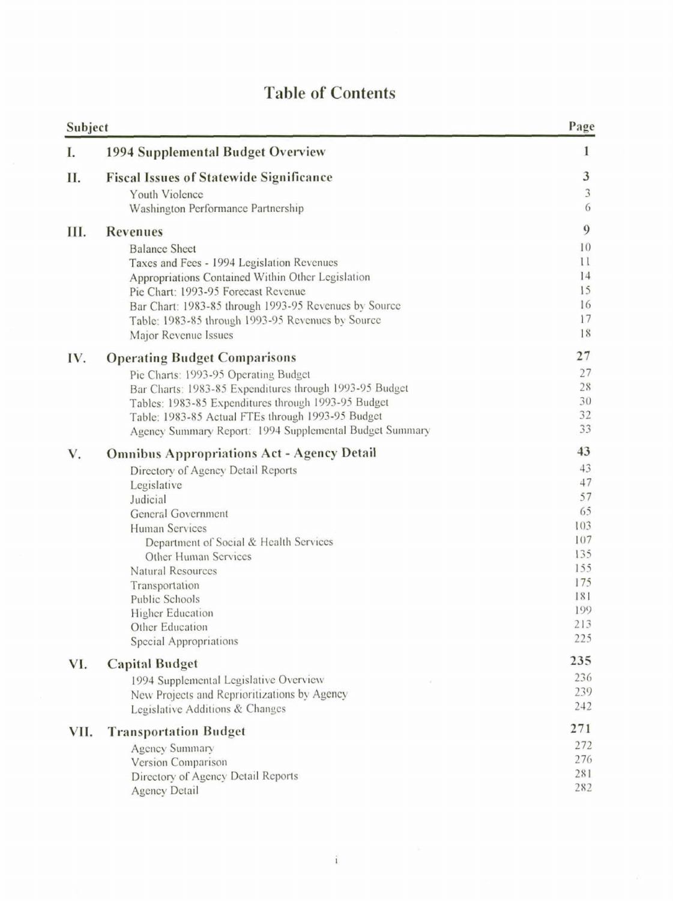# Table of Contents

| Subject | | Page |
|---|---|---|
| **I.** | **1994 Supplemental Budget Overview** | **1** |
| **II.** | **Fiscal Issues of Statewide Significance** | **3** |
| | Youth Violence | 3 |
| | Washington Performance Partnership | 6 |
| **III.** | **Revenues** | **9** |
| | Balance Sheet | 10 |
| | Taxes and Fees - 1994 Legislation Revenues | 11 |
| | Appropriations Contained Within Other Legislation | 14 |
| | Pie Chart: 1993-95 Forecast Revenue | 15 |
| | Bar Chart: 1983-85 through 1993-95 Revenues by Source | 16 |
| | Table: 1983-85 through 1993-95 Revenues by Source | 17 |
| | Major Revenue Issues | 18 |
| **IV.** | **Operating Budget Comparisons** | **27** |
| | Pie Charts: 1993-95 Operating Budget | 27 |
| | Bar Charts: 1983-85 Expenditures through 1993-95 Budget | 28 |
| | Tables: 1983-85 Expenditures through 1993-95 Budget | 30 |
| | Table: 1983-85 Actual FTEs through 1993-95 Budget | 32 |
| | Agency Summary Report: 1994 Supplemental Budget Summary | 33 |
| **V.** | **Omnibus Appropriations Act - Agency Detail** | **43** |
| | Directory of Agency Detail Reports | 43 |
| | Legislative | 47 |
| | Judicial | 57 |
| | General Government | 65 |
| | Human Services | 103 |
| | Department of Social & Health Services | 107 |
| | Other Human Services | 135 |
| | Natural Resources | 155 |
| | Transportation | 175 |
| | Public Schools | 181 |
| | Higher Education | 199 |
| | Other Education | 213 |
| | Special Appropriations | 225 |
| **VI.** | **Capital Budget** | **235** |
| | 1994 Supplemental Legislative Overview | 236 |
| | New Projects and Reprioritizations by Agency | 239 |
| | Legislative Additions & Changes | 242 |
| **VII.** | **Transportation Budget** | **271** |
| | Agency Summary | 272 |
| | Version Comparison | 276 |
| | Directory of Agency Detail Reports | 281 |
| | Agency Detail | 282 |